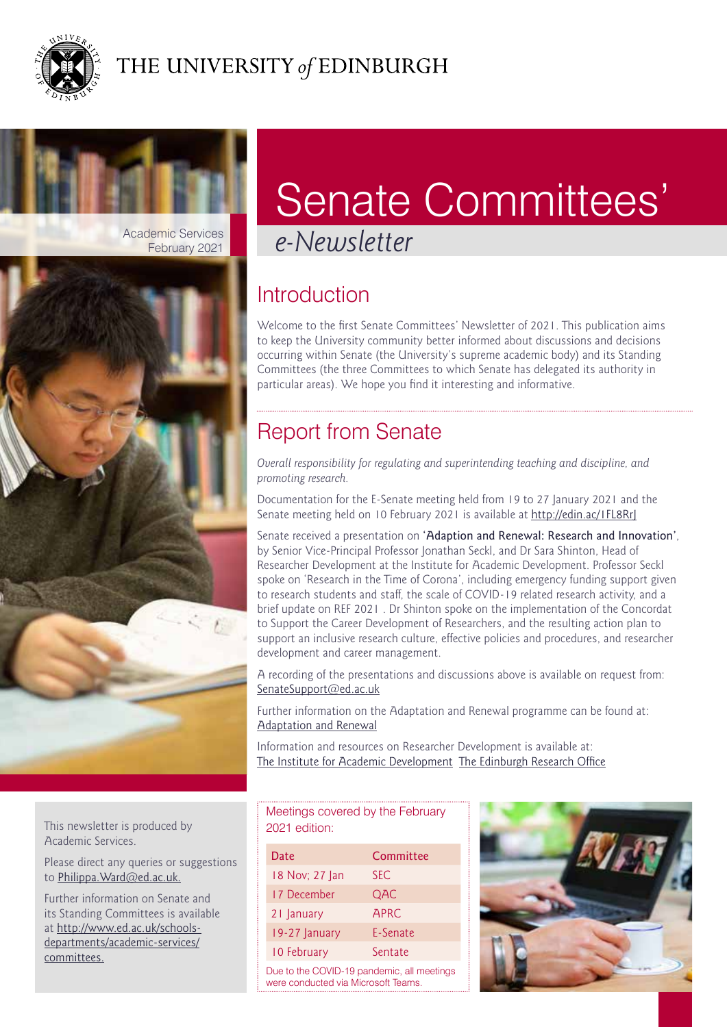THE UNIVERSITY of EDINBURGH

Academic Services
February 2021

# Senate Committees' *e-Newsletter*

## Introduction

Welcome to the first Senate Committees' Newsletter of 2021. This publication aims to keep the University community better informed about discussions and decisions occurring within Senate (the University's supreme academic body) and its Standing Committees (the three Committees to which Senate has delegated its authority in particular areas). We hope you find it interesting and informative.

## Report from Senate

*Overall responsibility for regulating and superintending teaching and discipline, and promoting research.*

Documentation for the E-Senate meeting held from 19 to 27 January 2021 and the Senate meeting held on 10 February 2021 is available at http://edin.ac/1FL8RrJ

Senate received a presentation on **'Adaption and Renewal: Research and Innovation'**, by Senior Vice-Principal Professor Jonathan Seckl, and Dr Sara Shinton, Head of Researcher Development at the Institute for Academic Development. Professor Seckl spoke on 'Research in the Time of Corona', including emergency funding support given to research students and staff, the scale of COVID-19 related research activity, and a brief update on REF 2021 . Dr Shinton spoke on the implementation of the Concordat to Support the Career Development of Researchers, and the resulting action plan to support an inclusive research culture, effective policies and procedures, and researcher development and career management.

A recording of the presentations and discussions above is available on request from: SenateSupport@ed.ac.uk

Further information on the Adaptation and Renewal programme can be found at: Adaptation and Renewal

Information and resources on Researcher Development is available at: The Institute for Academic Development The Edinburgh Research Office

This newsletter is produced by Academic Services.

Please direct any queries or suggestions to Philippa.Ward@ed.ac.uk.

Further information on Senate and its Standing Committees is available at http://www.ed.ac.uk/schools-departments/academic-services/committees.

Meetings covered by the February 2021 edition:

| Date | Committee |
|---|---|
| 18 Nov; 27 Jan | SEC |
| 17 December | QAC |
| 21 January | APRC |
| 19-27 January | E-Senate |
| 10 February | Senate |

Due to the COVID-19 pandemic, all meetings were conducted via Microsoft Teams.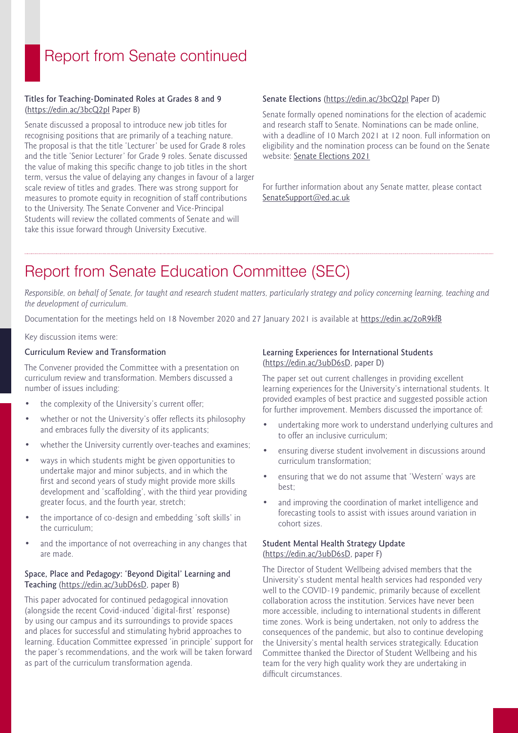# Report from Senate continued

### Titles for Teaching-Dominated Roles at Grades 8 and 9 (https://edin.ac/3bcQ2pl Paper B)

Senate discussed a proposal to introduce new job titles for recognising positions that are primarily of a teaching nature. The proposal is that the title 'Lecturer' be used for Grade 8 roles and the title 'Senior Lecturer' for Grade 9 roles. Senate discussed the value of making this specific change to job titles in the short term, versus the value of delaying any changes in favour of a larger scale review of titles and grades. There was strong support for measures to promote equity in recognition of staff contributions to the University. The Senate Convener and Vice-Principal Students will review the collated comments of Senate and will take this issue forward through University Executive.

### Senate Elections (https://edin.ac/3bcQ2pl Paper D)

Senate formally opened nominations for the election of academic and research staff to Senate. Nominations can be made online, with a deadline of 10 March 2021 at 12 noon. Full information on eligibility and the nomination process can be found on the Senate website: Senate Elections 2021

For further information about any Senate matter, please contact SenateSupport@ed.ac.uk

# Report from Senate Education Committee (SEC)

*Responsible, on behalf of Senate, for taught and research student matters, particularly strategy and policy concerning learning, teaching and the development of curriculum.*

Documentation for the meetings held on 18 November 2020 and 27 January 2021 is available at https://edin.ac/2oR9kfB

Key discussion items were:

### Curriculum Review and Transformation

The Convener provided the Committee with a presentation on curriculum review and transformation. Members discussed a number of issues including:

- the complexity of the University's current offer;
- whether or not the University's offer reflects its philosophy and embraces fully the diversity of its applicants;
- whether the University currently over-teaches and examines;
- ways in which students might be given opportunities to undertake major and minor subjects, and in which the first and second years of study might provide more skills development and 'scaffolding', with the third year providing greater focus, and the fourth year, stretch;
- the importance of co-design and embedding 'soft skills' in the curriculum;
- and the importance of not overreaching in any changes that are made.

### Space, Place and Pedagogy: 'Beyond Digital' Learning and Teaching (https://edin.ac/3ubD6sD, paper B)

This paper advocated for continued pedagogical innovation (alongside the recent Covid-induced 'digital-first' response) by using our campus and its surroundings to provide spaces and places for successful and stimulating hybrid approaches to learning. Education Committee expressed 'in principle' support for the paper's recommendations, and the work will be taken forward as part of the curriculum transformation agenda.

### Learning Experiences for International Students (https://edin.ac/3ubD6sD, paper D)

The paper set out current challenges in providing excellent learning experiences for the University's international students. It provided examples of best practice and suggested possible action for further improvement. Members discussed the importance of:

- undertaking more work to understand underlying cultures and to offer an inclusive curriculum;
- ensuring diverse student involvement in discussions around curriculum transformation;
- ensuring that we do not assume that 'Western' ways are best;
- and improving the coordination of market intelligence and forecasting tools to assist with issues around variation in cohort sizes.

### Student Mental Health Strategy Update (https://edin.ac/3ubD6sD, paper F)

The Director of Student Wellbeing advised members that the University's student mental health services had responded very well to the COVID-19 pandemic, primarily because of excellent collaboration across the institution. Services have never been more accessible, including to international students in different time zones. Work is being undertaken, not only to address the consequences of the pandemic, but also to continue developing the University's mental health services strategically. Education Committee thanked the Director of Student Wellbeing and his team for the very high quality work they are undertaking in difficult circumstances.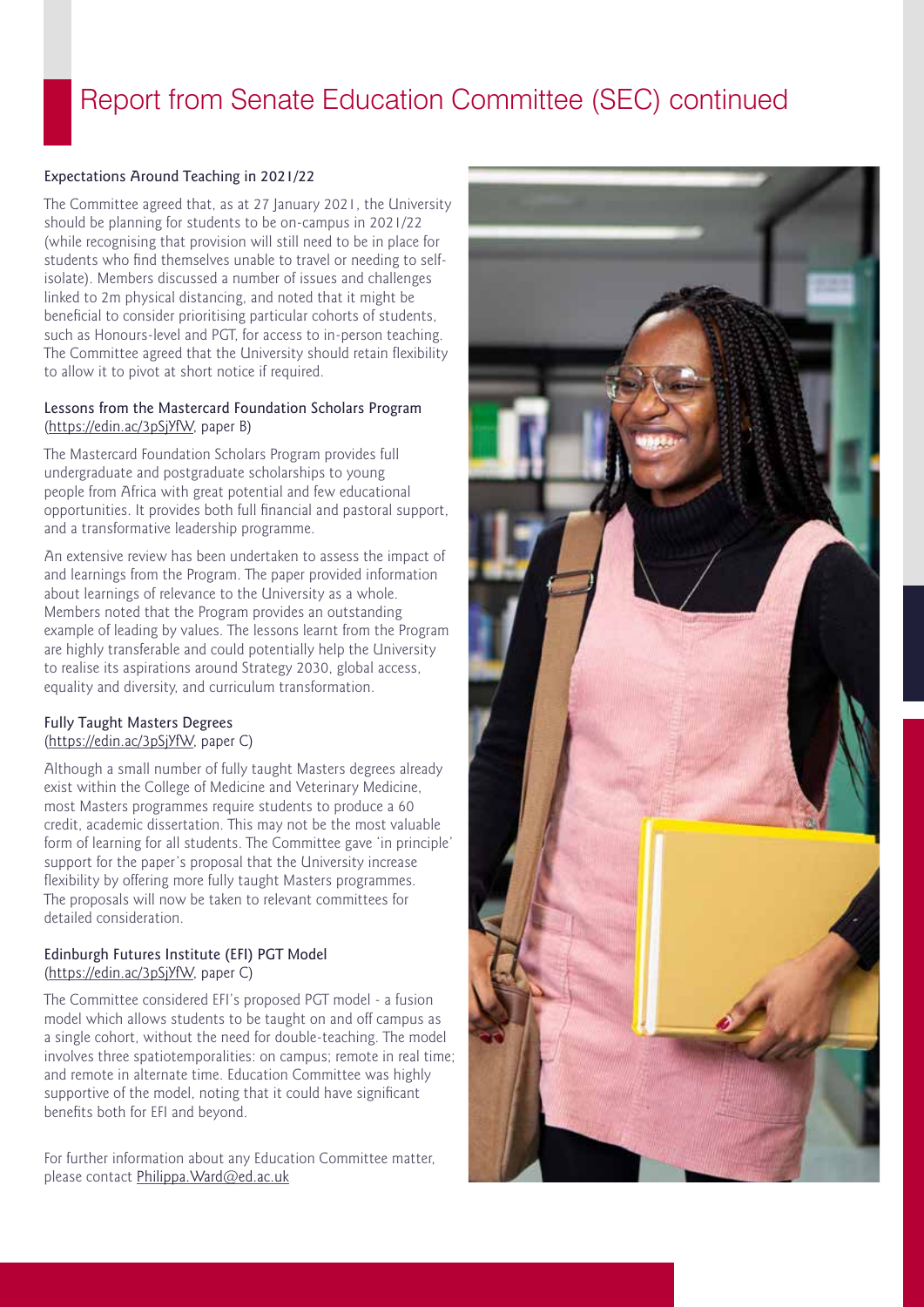# Report from Senate Education Committee (SEC) continued

### Expectations Around Teaching in 2021/22

The Committee agreed that, as at 27 January 2021, the University should be planning for students to be on-campus in 2021/22 (while recognising that provision will still need to be in place for students who find themselves unable to travel or needing to self-isolate). Members discussed a number of issues and challenges linked to 2m physical distancing, and noted that it might be beneficial to consider prioritising particular cohorts of students, such as Honours-level and PGT, for access to in-person teaching. The Committee agreed that the University should retain flexibility to allow it to pivot at short notice if required.

### Lessons from the Mastercard Foundation Scholars Program (https://edin.ac/3pSjYfW, paper B)

The Mastercard Foundation Scholars Program provides full undergraduate and postgraduate scholarships to young people from Africa with great potential and few educational opportunities. It provides both full financial and pastoral support, and a transformative leadership programme.

An extensive review has been undertaken to assess the impact of and learnings from the Program. The paper provided information about learnings of relevance to the University as a whole. Members noted that the Program provides an outstanding example of leading by values. The lessons learnt from the Program are highly transferable and could potentially help the University to realise its aspirations around Strategy 2030, global access, equality and diversity, and curriculum transformation.

### Fully Taught Masters Degrees (https://edin.ac/3pSjYfW, paper C)

Although a small number of fully taught Masters degrees already exist within the College of Medicine and Veterinary Medicine, most Masters programmes require students to produce a 60 credit, academic dissertation. This may not be the most valuable form of learning for all students. The Committee gave 'in principle' support for the paper's proposal that the University increase flexibility by offering more fully taught Masters programmes. The proposals will now be taken to relevant committees for detailed consideration.

### Edinburgh Futures Institute (EFI) PGT Model (https://edin.ac/3pSjYfW, paper C)

The Committee considered EFI's proposed PGT model - a fusion model which allows students to be taught on and off campus as a single cohort, without the need for double-teaching. The model involves three spatiotemporalities: on campus; remote in real time; and remote in alternate time. Education Committee was highly supportive of the model, noting that it could have significant benefits both for EFI and beyond.

For further information about any Education Committee matter, please contact Philippa.Ward@ed.ac.uk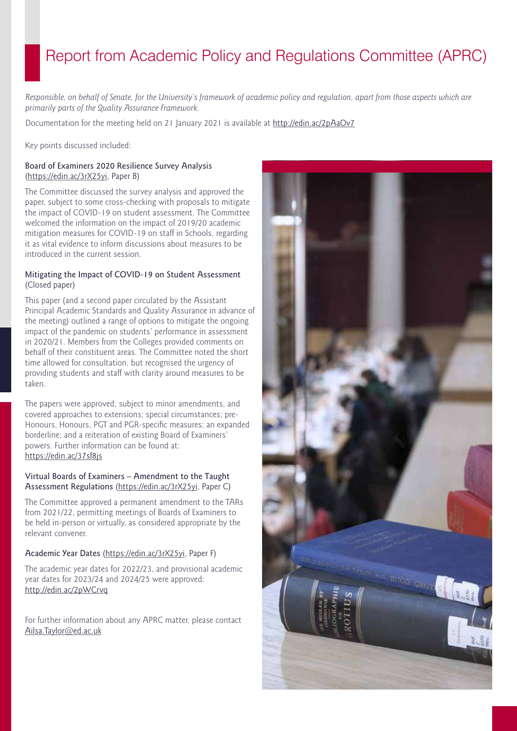# Report from Academic Policy and Regulations Committee (APRC)

*Responsible, on behalf of Senate, for the University's framework of academic policy and regulation, apart from those aspects which are primarily parts of the Quality Assurance Framework.*

Documentation for the meeting held on 21 January 2021 is available at http://edin.ac/2pAaOv7

Key points discussed included:

### Board of Examiners 2020 Resilience Survey Analysis (https://edin.ac/3rX25yi, Paper B)

The Committee discussed the survey analysis and approved the paper, subject to some cross-checking with proposals to mitigate the impact of COVID-19 on student assessment. The Committee welcomed the information on the impact of 2019/20 academic mitigation measures for COVID-19 on staff in Schools, regarding it as vital evidence to inform discussions about measures to be introduced in the current session.

### Mitigating the Impact of COVID-19 on Student Assessment (Closed paper)

This paper (and a second paper circulated by the Assistant Principal Academic Standards and Quality Assurance in advance of the meeting) outlined a range of options to mitigate the ongoing impact of the pandemic on students' performance in assessment in 2020/21. Members from the Colleges provided comments on behalf of their constituent areas. The Committee noted the short time allowed for consultation, but recognised the urgency of providing students and staff with clarity around measures to be taken.

The papers were approved, subject to minor amendments, and covered approaches to extensions; special circumstances; pre-Honours, Honours, PGT and PGR-specific measures; an expanded borderline; and a reiteration of existing Board of Examiners' powers. Further information can be found at: https://edin.ac/37sf8js

### Virtual Boards of Examiners – Amendment to the Taught Assessment Regulations (https://edin.ac/3rX25yi, Paper C)

The Committee approved a permanent amendment to the TARs from 2021/22, permitting meetings of Boards of Examiners to be held in-person or virtually, as considered appropriate by the relevant convener.

### Academic Year Dates (https://edin.ac/3rX25yi, Paper F)

The academic year dates for 2022/23, and provisional academic year dates for 2023/24 and 2024/25 were approved: http://edin.ac/2pWCrvq

For further information about any APRC matter, please contact Ailsa.Taylor@ed.ac.uk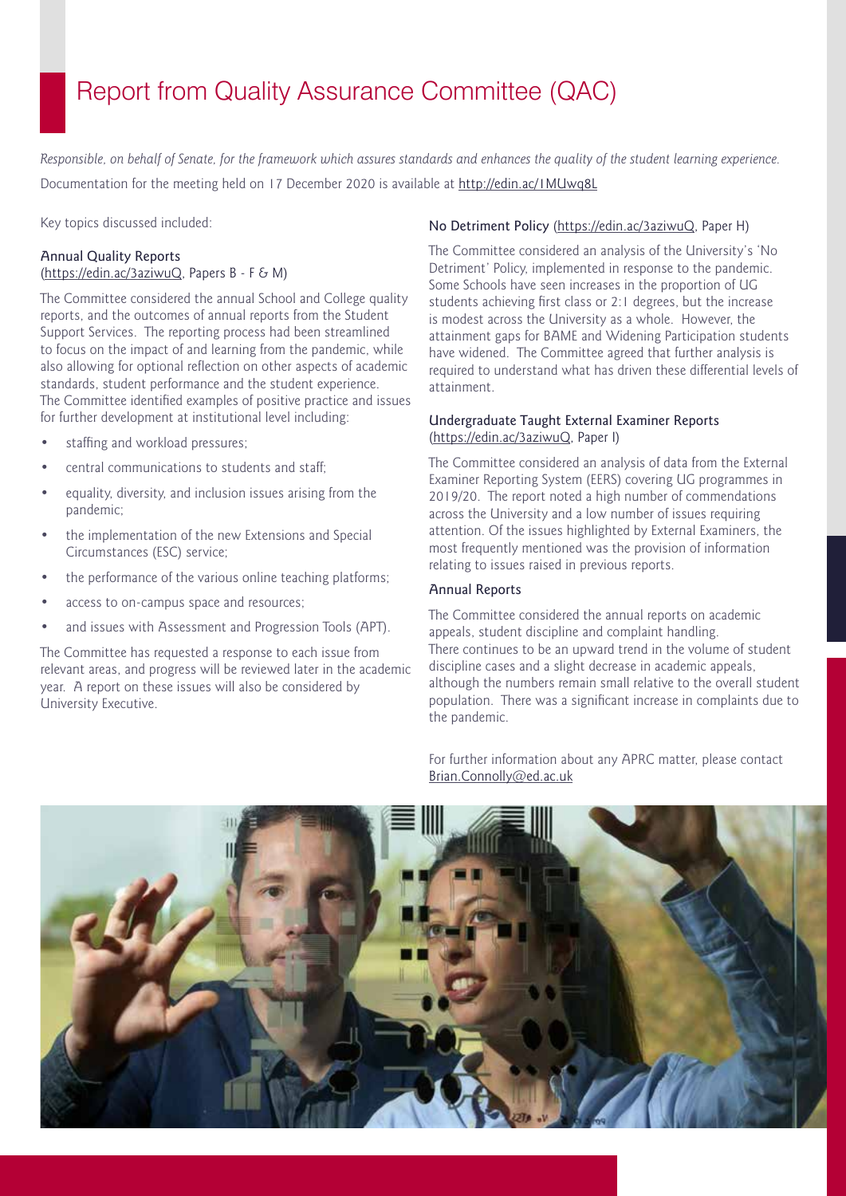# Report from Quality Assurance Committee (QAC)

*Responsible, on behalf of Senate, for the framework which assures standards and enhances the quality of the student learning experience.*

Documentation for the meeting held on 17 December 2020 is available at http://edin.ac/1MUwq8L

Key topics discussed included:

### Annual Quality Reports
(https://edin.ac/3aziwuQ, Papers B - F & M)

The Committee considered the annual School and College quality reports, and the outcomes of annual reports from the Student Support Services. The reporting process had been streamlined to focus on the impact of and learning from the pandemic, while also allowing for optional reflection on other aspects of academic standards, student performance and the student experience. The Committee identified examples of positive practice and issues for further development at institutional level including:

- staffing and workload pressures;
- central communications to students and staff;
- equality, diversity, and inclusion issues arising from the pandemic;
- the implementation of the new Extensions and Special Circumstances (ESC) service;
- the performance of the various online teaching platforms;
- access to on-campus space and resources;
- and issues with Assessment and Progression Tools (APT).

The Committee has requested a response to each issue from relevant areas, and progress will be reviewed later in the academic year. A report on these issues will also be considered by University Executive.

### No Detriment Policy (https://edin.ac/3aziwuQ, Paper H)

The Committee considered an analysis of the University's 'No Detriment' Policy, implemented in response to the pandemic. Some Schools have seen increases in the proportion of UG students achieving first class or 2:1 degrees, but the increase is modest across the University as a whole. However, the attainment gaps for BAME and Widening Participation students have widened. The Committee agreed that further analysis is required to understand what has driven these differential levels of attainment.

### Undergraduate Taught External Examiner Reports
(https://edin.ac/3aziwuQ, Paper I)

The Committee considered an analysis of data from the External Examiner Reporting System (EERS) covering UG programmes in 2019/20. The report noted a high number of commendations across the University and a low number of issues requiring attention. Of the issues highlighted by External Examiners, the most frequently mentioned was the provision of information relating to issues raised in previous reports.

### Annual Reports

The Committee considered the annual reports on academic appeals, student discipline and complaint handling. There continues to be an upward trend in the volume of student discipline cases and a slight decrease in academic appeals, although the numbers remain small relative to the overall student population. There was a significant increase in complaints due to the pandemic.

For further information about any APRC matter, please contact Brian.Connolly@ed.ac.uk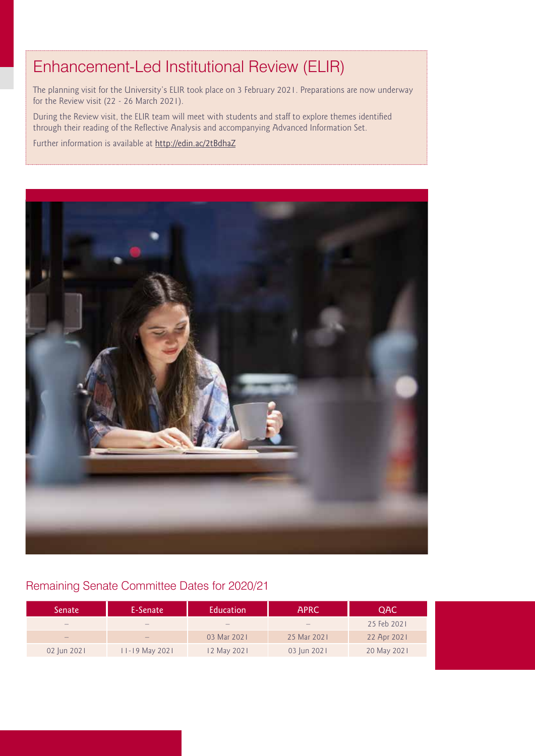## Enhancement-Led Institutional Review (ELIR)

The planning visit for the University's ELIR took place on 3 February 2021. Preparations are now underway for the Review visit (22 - 26 March 2021).

During the Review visit, the ELIR team will meet with students and staff to explore themes identified through their reading of the Reflective Analysis and accompanying Advanced Information Set.

Further information is available at http://edin.ac/2tBdhaZ

## Remaining Senate Committee Dates for 2020/21

| Senate | E-Senate | Education | APRC | QAC |
|---|---|---|---|---|
| – | – | – | – | 25 Feb 2021 |
| – | – | 03 Mar 2021 | 25 Mar 2021 | 22 Apr 2021 |
| 02 Jun 2021 | 11-19 May 2021 | 12 May 2021 | 03 Jun 2021 | 20 May 2021 |